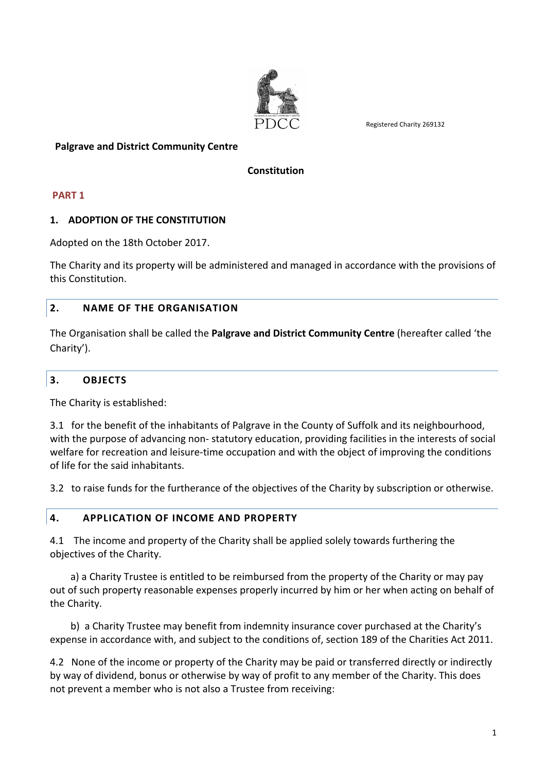Registered Charity 269132

**Palgrave and District Community Centre**

**Constitution**

## PART 1

### 1. ADOPTION OF THE CONSTITUTION

Adopted on the 18th October 2017.

The Charity and its property will be administered and managed in accordance with the provisions of this Constitution.

### 2. NAME OF THE ORGANISATION

The Organisation shall be called the **Palgrave and District Community Centre** (hereafter called 'the Charity').

### 3. OBJECTS

The Charity is established:

3.1 for the benefit of the inhabitants of Palgrave in the County of Suffolk and its neighbourhood, with the purpose of advancing non- statutory education, providing facilities in the interests of social welfare for recreation and leisure-time occupation and with the object of improving the conditions of life for the said inhabitants.

3.2 to raise funds for the furtherance of the objectives of the Charity by subscription or otherwise.

### 4. APPLICATION OF INCOME AND PROPERTY

4.1 The income and property of the Charity shall be applied solely towards furthering the objectives of the Charity.

a) a Charity Trustee is entitled to be reimbursed from the property of the Charity or may pay out of such property reasonable expenses properly incurred by him or her when acting on behalf of the Charity.

b) a Charity Trustee may benefit from indemnity insurance cover purchased at the Charity's expense in accordance with, and subject to the conditions of, section 189 of the Charities Act 2011.

4.2 None of the income or property of the Charity may be paid or transferred directly or indirectly by way of dividend, bonus or otherwise by way of profit to any member of the Charity. This does not prevent a member who is not also a Trustee from receiving: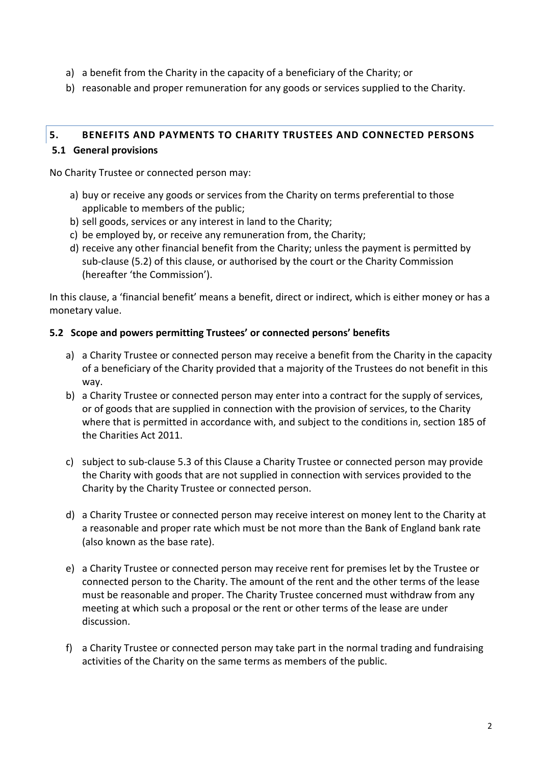a) a benefit from the Charity in the capacity of a beneficiary of the Charity; or
b) reasonable and proper remuneration for any goods or services supplied to the Charity.

## 5. BENEFITS AND PAYMENTS TO CHARITY TRUSTEES AND CONNECTED PERSONS

### 5.1 General provisions

No Charity Trustee or connected person may:

a) buy or receive any goods or services from the Charity on terms preferential to those applicable to members of the public;
b) sell goods, services or any interest in land to the Charity;
c) be employed by, or receive any remuneration from, the Charity;
d) receive any other financial benefit from the Charity; unless the payment is permitted by sub-clause (5.2) of this clause, or authorised by the court or the Charity Commission (hereafter 'the Commission').

In this clause, a 'financial benefit' means a benefit, direct or indirect, which is either money or has a monetary value.

### 5.2 Scope and powers permitting Trustees' or connected persons' benefits

a) a Charity Trustee or connected person may receive a benefit from the Charity in the capacity of a beneficiary of the Charity provided that a majority of the Trustees do not benefit in this way.
b) a Charity Trustee or connected person may enter into a contract for the supply of services, or of goods that are supplied in connection with the provision of services, to the Charity where that is permitted in accordance with, and subject to the conditions in, section 185 of the Charities Act 2011.
c) subject to sub-clause 5.3 of this Clause a Charity Trustee or connected person may provide the Charity with goods that are not supplied in connection with services provided to the Charity by the Charity Trustee or connected person.
d) a Charity Trustee or connected person may receive interest on money lent to the Charity at a reasonable and proper rate which must be not more than the Bank of England bank rate (also known as the base rate).
e) a Charity Trustee or connected person may receive rent for premises let by the Trustee or connected person to the Charity. The amount of the rent and the other terms of the lease must be reasonable and proper. The Charity Trustee concerned must withdraw from any meeting at which such a proposal or the rent or other terms of the lease are under discussion.
f) a Charity Trustee or connected person may take part in the normal trading and fundraising activities of the Charity on the same terms as members of the public.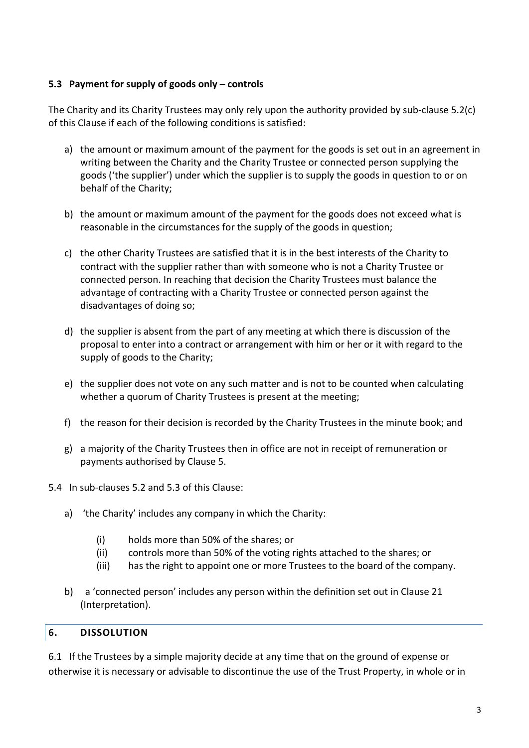### 5.3 Payment for supply of goods only – controls

The Charity and its Charity Trustees may only rely upon the authority provided by sub-clause 5.2(c) of this Clause if each of the following conditions is satisfied:

a) the amount or maximum amount of the payment for the goods is set out in an agreement in writing between the Charity and the Charity Trustee or connected person supplying the goods ('the supplier') under which the supplier is to supply the goods in question to or on behalf of the Charity;

b) the amount or maximum amount of the payment for the goods does not exceed what is reasonable in the circumstances for the supply of the goods in question;

c) the other Charity Trustees are satisfied that it is in the best interests of the Charity to contract with the supplier rather than with someone who is not a Charity Trustee or connected person. In reaching that decision the Charity Trustees must balance the advantage of contracting with a Charity Trustee or connected person against the disadvantages of doing so;

d) the supplier is absent from the part of any meeting at which there is discussion of the proposal to enter into a contract or arrangement with him or her or it with regard to the supply of goods to the Charity;

e) the supplier does not vote on any such matter and is not to be counted when calculating whether a quorum of Charity Trustees is present at the meeting;

f) the reason for their decision is recorded by the Charity Trustees in the minute book; and

g) a majority of the Charity Trustees then in office are not in receipt of remuneration or payments authorised by Clause 5.

5.4 In sub-clauses 5.2 and 5.3 of this Clause:

a) 'the Charity' includes any company in which the Charity:

   (i) holds more than 50% of the shares; or
   (ii) controls more than 50% of the voting rights attached to the shares; or
   (iii) has the right to appoint one or more Trustees to the board of the company.

b) a 'connected person' includes any person within the definition set out in Clause 21 (Interpretation).

## 6. DISSOLUTION

6.1 If the Trustees by a simple majority decide at any time that on the ground of expense or otherwise it is necessary or advisable to discontinue the use of the Trust Property, in whole or in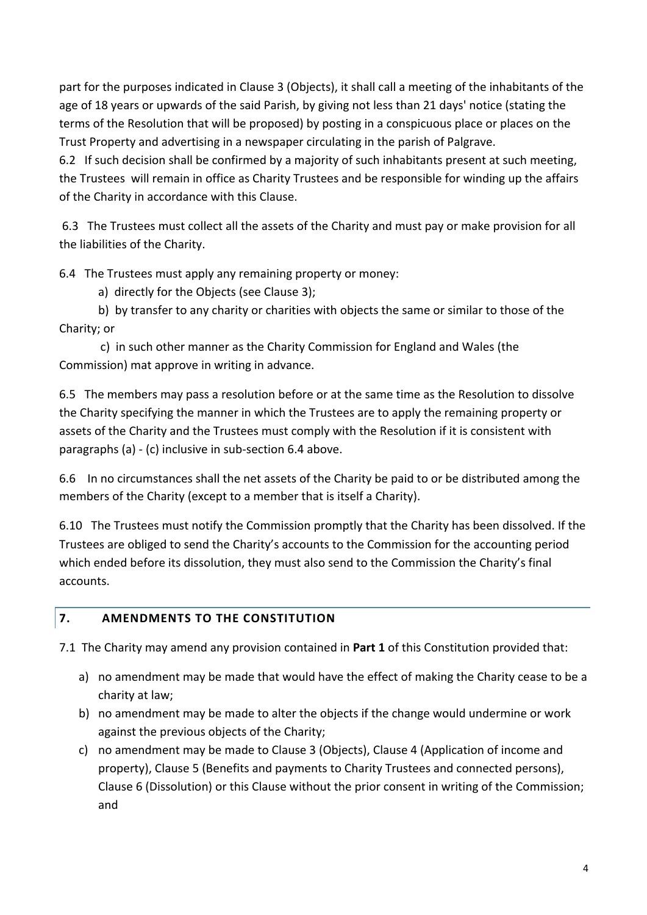part for the purposes indicated in Clause 3 (Objects), it shall call a meeting of the inhabitants of the age of 18 years or upwards of the said Parish, by giving not less than 21 days' notice (stating the terms of the Resolution that will be proposed) by posting in a conspicuous place or places on the Trust Property and advertising in a newspaper circulating in the parish of Palgrave.

6.2 If such decision shall be confirmed by a majority of such inhabitants present at such meeting, the Trustees will remain in office as Charity Trustees and be responsible for winding up the affairs of the Charity in accordance with this Clause.

6.3 The Trustees must collect all the assets of the Charity and must pay or make provision for all the liabilities of the Charity.

6.4 The Trustees must apply any remaining property or money:

a) directly for the Objects (see Clause 3);

b) by transfer to any charity or charities with objects the same or similar to those of the Charity; or

c) in such other manner as the Charity Commission for England and Wales (the Commission) mat approve in writing in advance.

6.5 The members may pass a resolution before or at the same time as the Resolution to dissolve the Charity specifying the manner in which the Trustees are to apply the remaining property or assets of the Charity and the Trustees must comply with the Resolution if it is consistent with paragraphs (a) - (c) inclusive in sub-section 6.4 above.

6.6 In no circumstances shall the net assets of the Charity be paid to or be distributed among the members of the Charity (except to a member that is itself a Charity).

6.10 The Trustees must notify the Commission promptly that the Charity has been dissolved. If the Trustees are obliged to send the Charity's accounts to the Commission for the accounting period which ended before its dissolution, they must also send to the Commission the Charity's final accounts.

## 7. AMENDMENTS TO THE CONSTITUTION

7.1 The Charity may amend any provision contained in **Part 1** of this Constitution provided that:

a) no amendment may be made that would have the effect of making the Charity cease to be a charity at law;
b) no amendment may be made to alter the objects if the change would undermine or work against the previous objects of the Charity;
c) no amendment may be made to Clause 3 (Objects), Clause 4 (Application of income and property), Clause 5 (Benefits and payments to Charity Trustees and connected persons), Clause 6 (Dissolution) or this Clause without the prior consent in writing of the Commission; and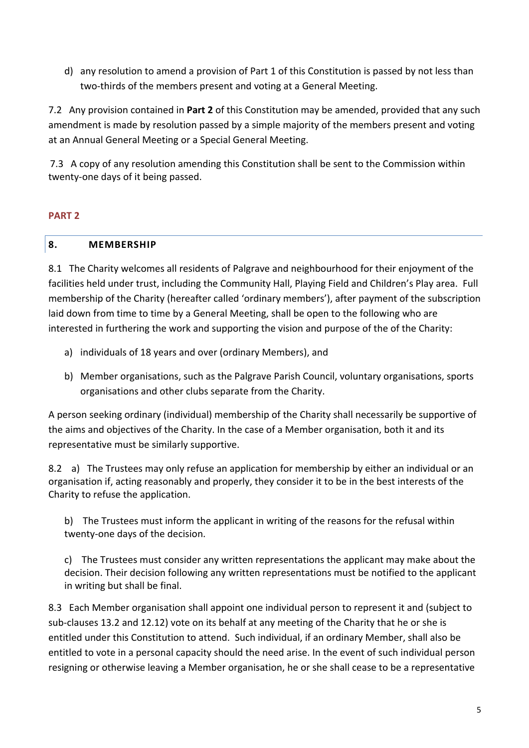d) any resolution to amend a provision of Part 1 of this Constitution is passed by not less than two-thirds of the members present and voting at a General Meeting.

7.2 Any provision contained in **Part 2** of this Constitution may be amended, provided that any such amendment is made by resolution passed by a simple majority of the members present and voting at an Annual General Meeting or a Special General Meeting.

7.3 A copy of any resolution amending this Constitution shall be sent to the Commission within twenty-one days of it being passed.

## PART 2

### 8. MEMBERSHIP

8.1 The Charity welcomes all residents of Palgrave and neighbourhood for their enjoyment of the facilities held under trust, including the Community Hall, Playing Field and Children's Play area. Full membership of the Charity (hereafter called 'ordinary members'), after payment of the subscription laid down from time to time by a General Meeting, shall be open to the following who are interested in furthering the work and supporting the vision and purpose of the of the Charity:

a) individuals of 18 years and over (ordinary Members), and

b) Member organisations, such as the Palgrave Parish Council, voluntary organisations, sports organisations and other clubs separate from the Charity.

A person seeking ordinary (individual) membership of the Charity shall necessarily be supportive of the aims and objectives of the Charity. In the case of a Member organisation, both it and its representative must be similarly supportive.

8.2 a) The Trustees may only refuse an application for membership by either an individual or an organisation if, acting reasonably and properly, they consider it to be in the best interests of the Charity to refuse the application.

b) The Trustees must inform the applicant in writing of the reasons for the refusal within twenty-one days of the decision.

c) The Trustees must consider any written representations the applicant may make about the decision. Their decision following any written representations must be notified to the applicant in writing but shall be final.

8.3 Each Member organisation shall appoint one individual person to represent it and (subject to sub-clauses 13.2 and 12.12) vote on its behalf at any meeting of the Charity that he or she is entitled under this Constitution to attend. Such individual, if an ordinary Member, shall also be entitled to vote in a personal capacity should the need arise. In the event of such individual person resigning or otherwise leaving a Member organisation, he or she shall cease to be a representative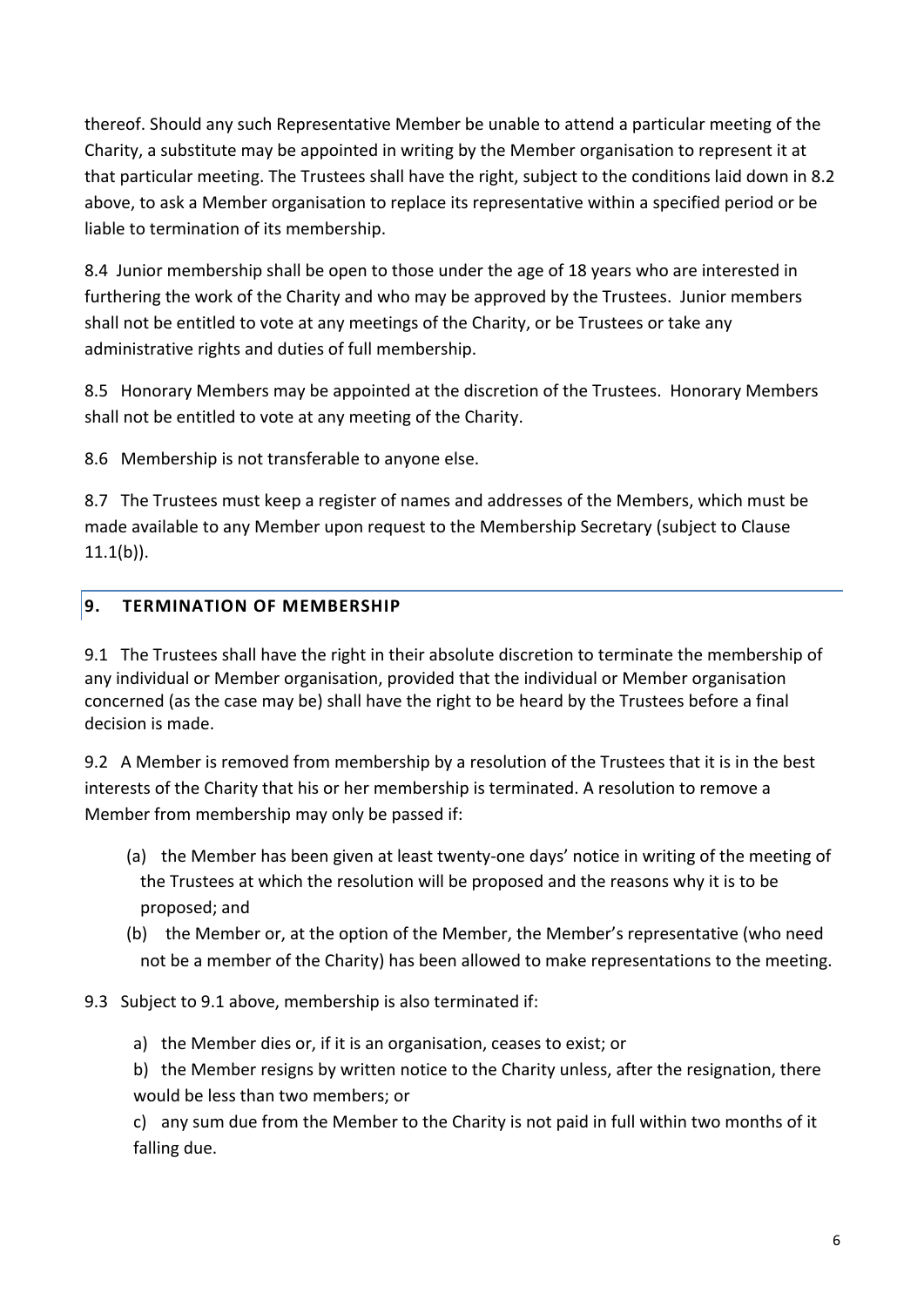thereof. Should any such Representative Member be unable to attend a particular meeting of the Charity, a substitute may be appointed in writing by the Member organisation to represent it at that particular meeting. The Trustees shall have the right, subject to the conditions laid down in 8.2 above, to ask a Member organisation to replace its representative within a specified period or be liable to termination of its membership.

8.4 Junior membership shall be open to those under the age of 18 years who are interested in furthering the work of the Charity and who may be approved by the Trustees. Junior members shall not be entitled to vote at any meetings of the Charity, or be Trustees or take any administrative rights and duties of full membership.

8.5 Honorary Members may be appointed at the discretion of the Trustees. Honorary Members shall not be entitled to vote at any meeting of the Charity.

8.6 Membership is not transferable to anyone else.

8.7 The Trustees must keep a register of names and addresses of the Members, which must be made available to any Member upon request to the Membership Secretary (subject to Clause 11.1(b)).

## 9. TERMINATION OF MEMBERSHIP

9.1 The Trustees shall have the right in their absolute discretion to terminate the membership of any individual or Member organisation, provided that the individual or Member organisation concerned (as the case may be) shall have the right to be heard by the Trustees before a final decision is made.

9.2 A Member is removed from membership by a resolution of the Trustees that it is in the best interests of the Charity that his or her membership is terminated. A resolution to remove a Member from membership may only be passed if:

(a) the Member has been given at least twenty-one days' notice in writing of the meeting of the Trustees at which the resolution will be proposed and the reasons why it is to be proposed; and

(b) the Member or, at the option of the Member, the Member's representative (who need not be a member of the Charity) has been allowed to make representations to the meeting.

9.3 Subject to 9.1 above, membership is also terminated if:

a) the Member dies or, if it is an organisation, ceases to exist; or

b) the Member resigns by written notice to the Charity unless, after the resignation, there would be less than two members; or

c) any sum due from the Member to the Charity is not paid in full within two months of it falling due.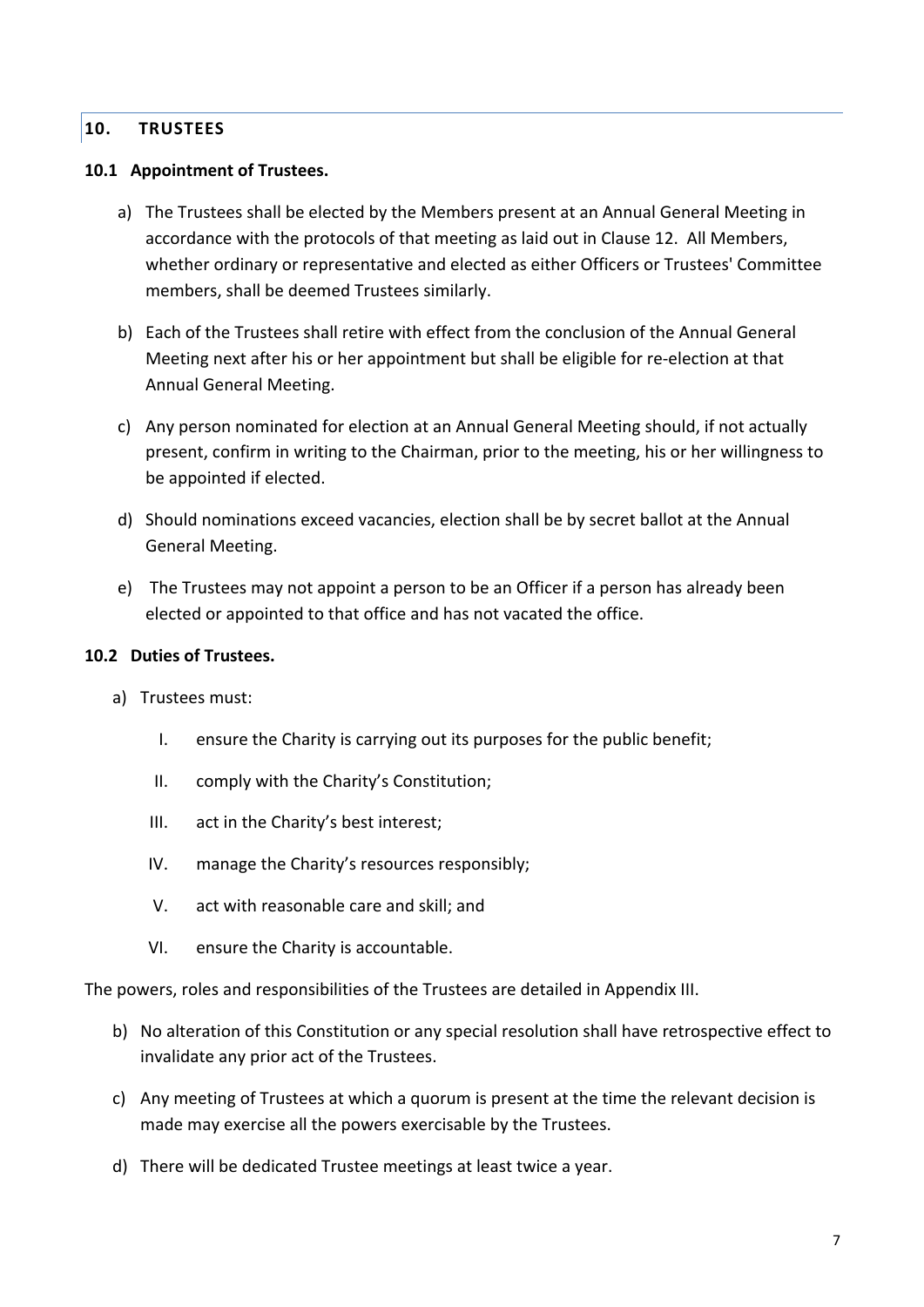## 10. TRUSTEES

### 10.1 Appointment of Trustees.

a) The Trustees shall be elected by the Members present at an Annual General Meeting in accordance with the protocols of that meeting as laid out in Clause 12. All Members, whether ordinary or representative and elected as either Officers or Trustees' Committee members, shall be deemed Trustees similarly.

b) Each of the Trustees shall retire with effect from the conclusion of the Annual General Meeting next after his or her appointment but shall be eligible for re-election at that Annual General Meeting.

c) Any person nominated for election at an Annual General Meeting should, if not actually present, confirm in writing to the Chairman, prior to the meeting, his or her willingness to be appointed if elected.

d) Should nominations exceed vacancies, election shall be by secret ballot at the Annual General Meeting.

e) The Trustees may not appoint a person to be an Officer if a person has already been elected or appointed to that office and has not vacated the office.

### 10.2 Duties of Trustees.

a) Trustees must:

   I. ensure the Charity is carrying out its purposes for the public benefit;

   II. comply with the Charity's Constitution;

   III. act in the Charity's best interest;

   IV. manage the Charity's resources responsibly;

   V. act with reasonable care and skill; and

   VI. ensure the Charity is accountable.

The powers, roles and responsibilities of the Trustees are detailed in Appendix III.

b) No alteration of this Constitution or any special resolution shall have retrospective effect to invalidate any prior act of the Trustees.

c) Any meeting of Trustees at which a quorum is present at the time the relevant decision is made may exercise all the powers exercisable by the Trustees.

d) There will be dedicated Trustee meetings at least twice a year.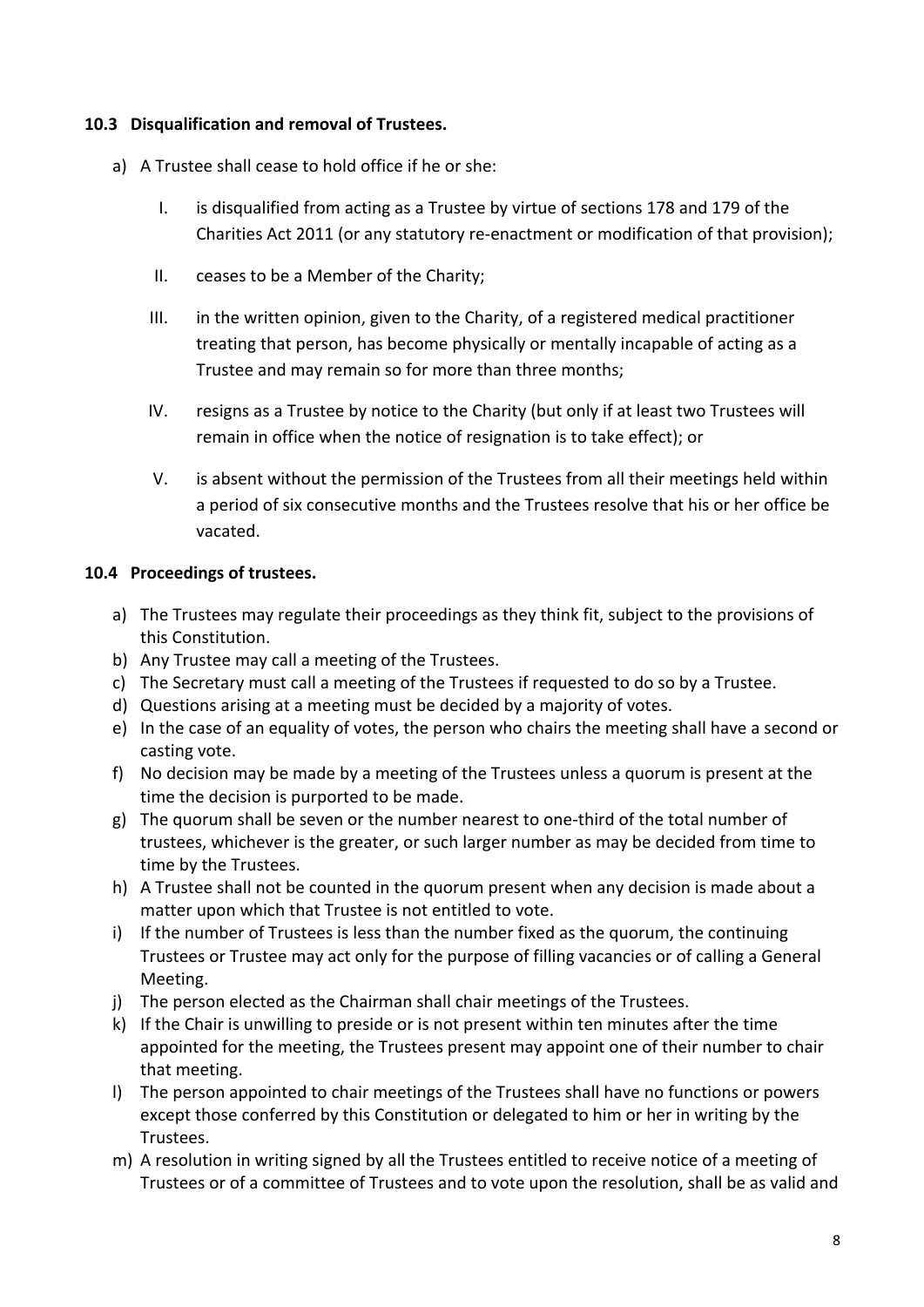### 10.3 Disqualification and removal of Trustees.

a) A Trustee shall cease to hold office if he or she:

   I. is disqualified from acting as a Trustee by virtue of sections 178 and 179 of the Charities Act 2011 (or any statutory re-enactment or modification of that provision);

   II. ceases to be a Member of the Charity;

   III. in the written opinion, given to the Charity, of a registered medical practitioner treating that person, has become physically or mentally incapable of acting as a Trustee and may remain so for more than three months;

   IV. resigns as a Trustee by notice to the Charity (but only if at least two Trustees will remain in office when the notice of resignation is to take effect); or

   V. is absent without the permission of the Trustees from all their meetings held within a period of six consecutive months and the Trustees resolve that his or her office be vacated.

### 10.4 Proceedings of trustees.

a) The Trustees may regulate their proceedings as they think fit, subject to the provisions of this Constitution.
b) Any Trustee may call a meeting of the Trustees.
c) The Secretary must call a meeting of the Trustees if requested to do so by a Trustee.
d) Questions arising at a meeting must be decided by a majority of votes.
e) In the case of an equality of votes, the person who chairs the meeting shall have a second or casting vote.
f) No decision may be made by a meeting of the Trustees unless a quorum is present at the time the decision is purported to be made.
g) The quorum shall be seven or the number nearest to one-third of the total number of trustees, whichever is the greater, or such larger number as may be decided from time to time by the Trustees.
h) A Trustee shall not be counted in the quorum present when any decision is made about a matter upon which that Trustee is not entitled to vote.
i) If the number of Trustees is less than the number fixed as the quorum, the continuing Trustees or Trustee may act only for the purpose of filling vacancies or of calling a General Meeting.
j) The person elected as the Chairman shall chair meetings of the Trustees.
k) If the Chair is unwilling to preside or is not present within ten minutes after the time appointed for the meeting, the Trustees present may appoint one of their number to chair that meeting.
l) The person appointed to chair meetings of the Trustees shall have no functions or powers except those conferred by this Constitution or delegated to him or her in writing by the Trustees.
m) A resolution in writing signed by all the Trustees entitled to receive notice of a meeting of Trustees or of a committee of Trustees and to vote upon the resolution, shall be as valid and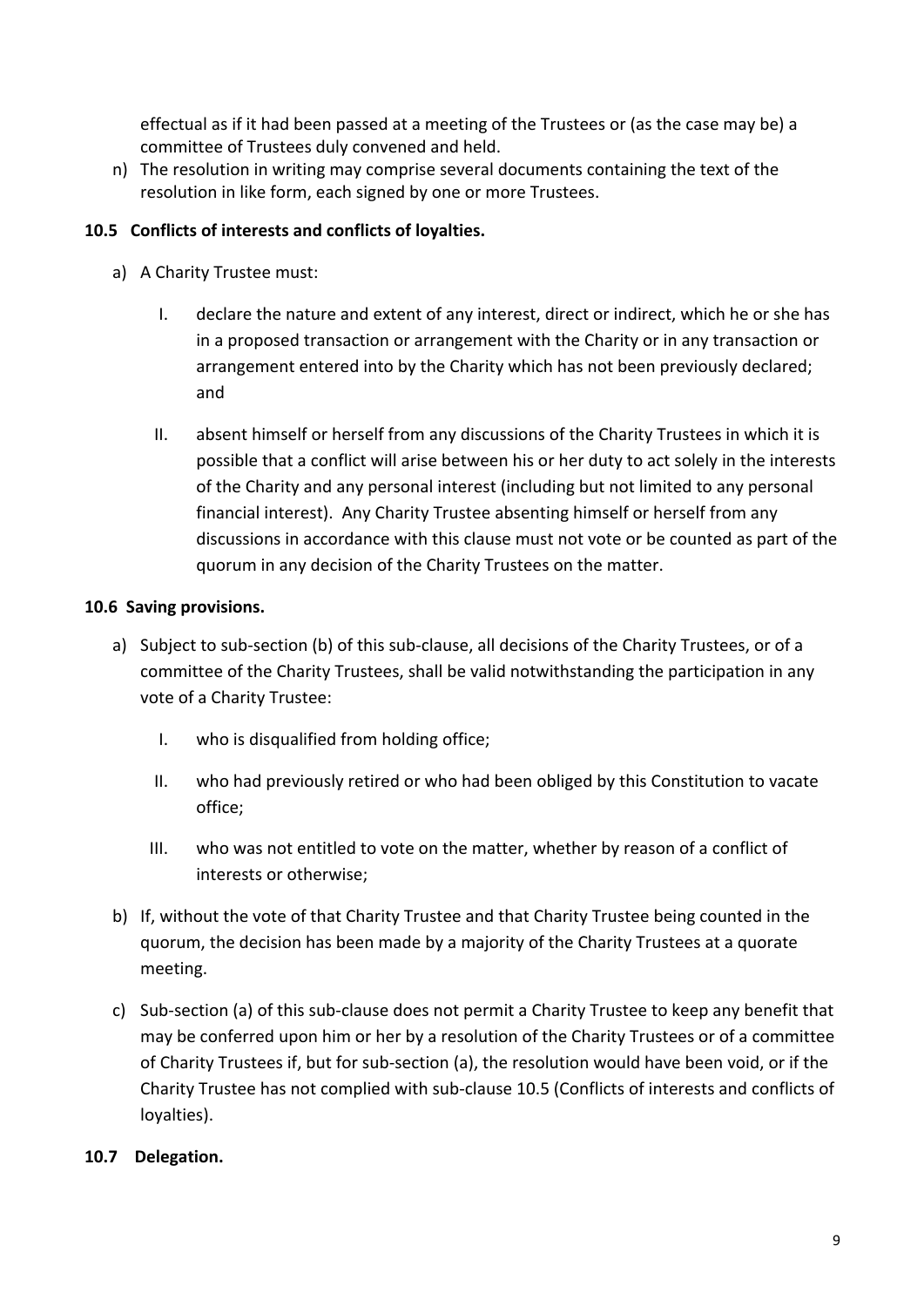effectual as if it had been passed at a meeting of the Trustees or (as the case may be) a committee of Trustees duly convened and held.

n) The resolution in writing may comprise several documents containing the text of the resolution in like form, each signed by one or more Trustees.

**10.5 Conflicts of interests and conflicts of loyalties.**

a) A Charity Trustee must:

   I. declare the nature and extent of any interest, direct or indirect, which he or she has in a proposed transaction or arrangement with the Charity or in any transaction or arrangement entered into by the Charity which has not been previously declared; and

   II. absent himself or herself from any discussions of the Charity Trustees in which it is possible that a conflict will arise between his or her duty to act solely in the interests of the Charity and any personal interest (including but not limited to any personal financial interest). Any Charity Trustee absenting himself or herself from any discussions in accordance with this clause must not vote or be counted as part of the quorum in any decision of the Charity Trustees on the matter.

**10.6 Saving provisions.**

a) Subject to sub-section (b) of this sub-clause, all decisions of the Charity Trustees, or of a committee of the Charity Trustees, shall be valid notwithstanding the participation in any vote of a Charity Trustee:

   I. who is disqualified from holding office;

   II. who had previously retired or who had been obliged by this Constitution to vacate office;

   III. who was not entitled to vote on the matter, whether by reason of a conflict of interests or otherwise;

b) If, without the vote of that Charity Trustee and that Charity Trustee being counted in the quorum, the decision has been made by a majority of the Charity Trustees at a quorate meeting.

c) Sub-section (a) of this sub-clause does not permit a Charity Trustee to keep any benefit that may be conferred upon him or her by a resolution of the Charity Trustees or of a committee of Charity Trustees if, but for sub-section (a), the resolution would have been void, or if the Charity Trustee has not complied with sub-clause 10.5 (Conflicts of interests and conflicts of loyalties).

**10.7 Delegation.**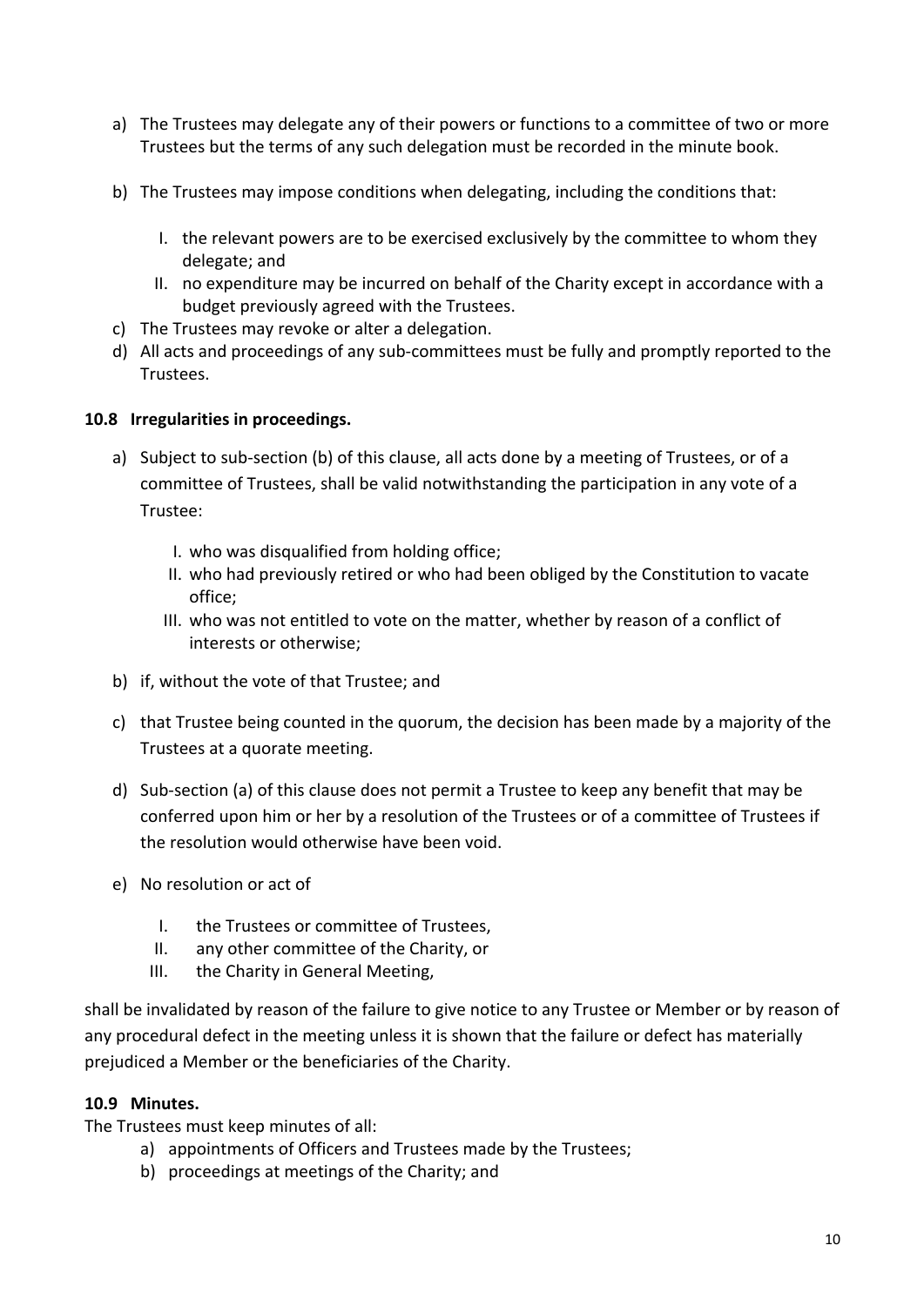a) The Trustees may delegate any of their powers or functions to a committee of two or more Trustees but the terms of any such delegation must be recorded in the minute book.

b) The Trustees may impose conditions when delegating, including the conditions that:

   I. the relevant powers are to be exercised exclusively by the committee to whom they delegate; and
   II. no expenditure may be incurred on behalf of the Charity except in accordance with a budget previously agreed with the Trustees.

c) The Trustees may revoke or alter a delegation.
d) All acts and proceedings of any sub-committees must be fully and promptly reported to the Trustees.

**10.8 Irregularities in proceedings.**

a) Subject to sub-section (b) of this clause, all acts done by a meeting of Trustees, or of a committee of Trustees, shall be valid notwithstanding the participation in any vote of a Trustee:

   I. who was disqualified from holding office;
   II. who had previously retired or who had been obliged by the Constitution to vacate office;
   III. who was not entitled to vote on the matter, whether by reason of a conflict of interests or otherwise;

b) if, without the vote of that Trustee; and

c) that Trustee being counted in the quorum, the decision has been made by a majority of the Trustees at a quorate meeting.

d) Sub-section (a) of this clause does not permit a Trustee to keep any benefit that may be conferred upon him or her by a resolution of the Trustees or of a committee of Trustees if the resolution would otherwise have been void.

e) No resolution or act of

   I. the Trustees or committee of Trustees,
   II. any other committee of the Charity, or
   III. the Charity in General Meeting,

shall be invalidated by reason of the failure to give notice to any Trustee or Member or by reason of any procedural defect in the meeting unless it is shown that the failure or defect has materially prejudiced a Member or the beneficiaries of the Charity.

**10.9 Minutes.**

The Trustees must keep minutes of all:

a) appointments of Officers and Trustees made by the Trustees;
b) proceedings at meetings of the Charity; and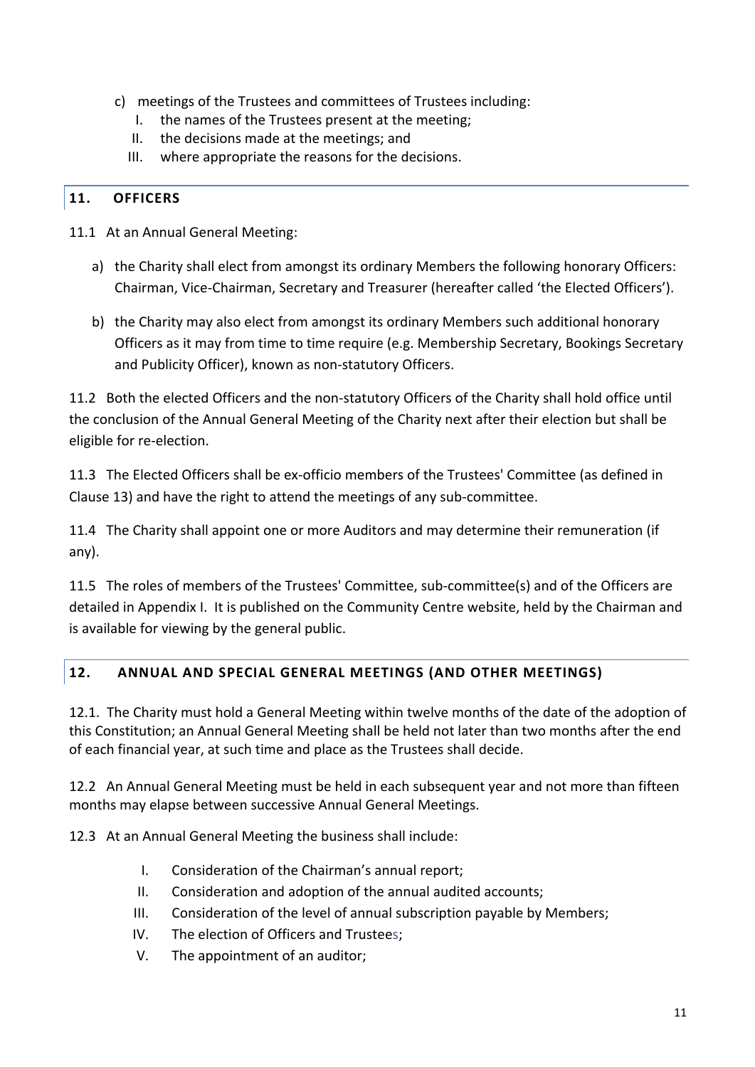c) meetings of the Trustees and committees of Trustees including:
   I. the names of the Trustees present at the meeting;
   II. the decisions made at the meetings; and
   III. where appropriate the reasons for the decisions.

## 11. OFFICERS

11.1 At an Annual General Meeting:

a) the Charity shall elect from amongst its ordinary Members the following honorary Officers: Chairman, Vice-Chairman, Secretary and Treasurer (hereafter called 'the Elected Officers').

b) the Charity may also elect from amongst its ordinary Members such additional honorary Officers as it may from time to time require (e.g. Membership Secretary, Bookings Secretary and Publicity Officer), known as non-statutory Officers.

11.2 Both the elected Officers and the non-statutory Officers of the Charity shall hold office until the conclusion of the Annual General Meeting of the Charity next after their election but shall be eligible for re-election.

11.3 The Elected Officers shall be ex-officio members of the Trustees' Committee (as defined in Clause 13) and have the right to attend the meetings of any sub-committee.

11.4 The Charity shall appoint one or more Auditors and may determine their remuneration (if any).

11.5 The roles of members of the Trustees' Committee, sub-committee(s) and of the Officers are detailed in Appendix I. It is published on the Community Centre website, held by the Chairman and is available for viewing by the general public.

## 12. ANNUAL AND SPECIAL GENERAL MEETINGS (AND OTHER MEETINGS)

12.1. The Charity must hold a General Meeting within twelve months of the date of the adoption of this Constitution; an Annual General Meeting shall be held not later than two months after the end of each financial year, at such time and place as the Trustees shall decide.

12.2 An Annual General Meeting must be held in each subsequent year and not more than fifteen months may elapse between successive Annual General Meetings.

12.3 At an Annual General Meeting the business shall include:

I. Consideration of the Chairman's annual report;
II. Consideration and adoption of the annual audited accounts;
III. Consideration of the level of annual subscription payable by Members;
IV. The election of Officers and Trustees;
V. The appointment of an auditor;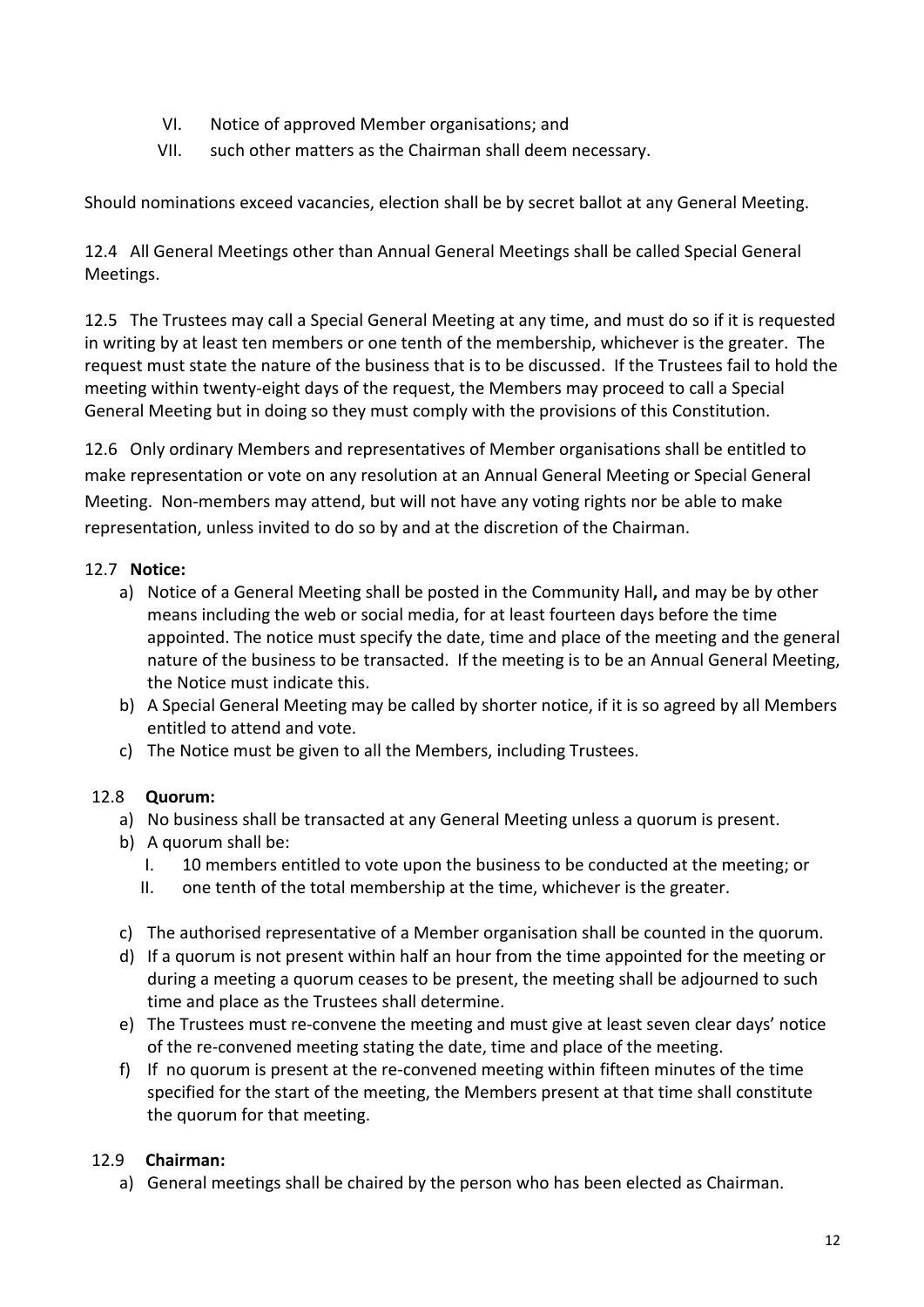VI. Notice of approved Member organisations; and

VII. such other matters as the Chairman shall deem necessary.

Should nominations exceed vacancies, election shall be by secret ballot at any General Meeting.

12.4 All General Meetings other than Annual General Meetings shall be called Special General Meetings.

12.5 The Trustees may call a Special General Meeting at any time, and must do so if it is requested in writing by at least ten members or one tenth of the membership, whichever is the greater. The request must state the nature of the business that is to be discussed. If the Trustees fail to hold the meeting within twenty-eight days of the request, the Members may proceed to call a Special General Meeting but in doing so they must comply with the provisions of this Constitution.

12.6 Only ordinary Members and representatives of Member organisations shall be entitled to make representation or vote on any resolution at an Annual General Meeting or Special General Meeting. Non-members may attend, but will not have any voting rights nor be able to make representation, unless invited to do so by and at the discretion of the Chairman.

12.7 **Notice:**

a) Notice of a General Meeting shall be posted in the Community Hall**,** and may be by other means including the web or social media, for at least fourteen days before the time appointed. The notice must specify the date, time and place of the meeting and the general nature of the business to be transacted. If the meeting is to be an Annual General Meeting, the Notice must indicate this.
b) A Special General Meeting may be called by shorter notice, if it is so agreed by all Members entitled to attend and vote.
c) The Notice must be given to all the Members, including Trustees.

12.8 **Quorum:**

a) No business shall be transacted at any General Meeting unless a quorum is present.
b) A quorum shall be:
   I. 10 members entitled to vote upon the business to be conducted at the meeting; or
   II. one tenth of the total membership at the time, whichever is the greater.
c) The authorised representative of a Member organisation shall be counted in the quorum.
d) If a quorum is not present within half an hour from the time appointed for the meeting or during a meeting a quorum ceases to be present, the meeting shall be adjourned to such time and place as the Trustees shall determine.
e) The Trustees must re-convene the meeting and must give at least seven clear days' notice of the re-convened meeting stating the date, time and place of the meeting.
f) If no quorum is present at the re-convened meeting within fifteen minutes of the time specified for the start of the meeting, the Members present at that time shall constitute the quorum for that meeting.

12.9 **Chairman:**

a) General meetings shall be chaired by the person who has been elected as Chairman.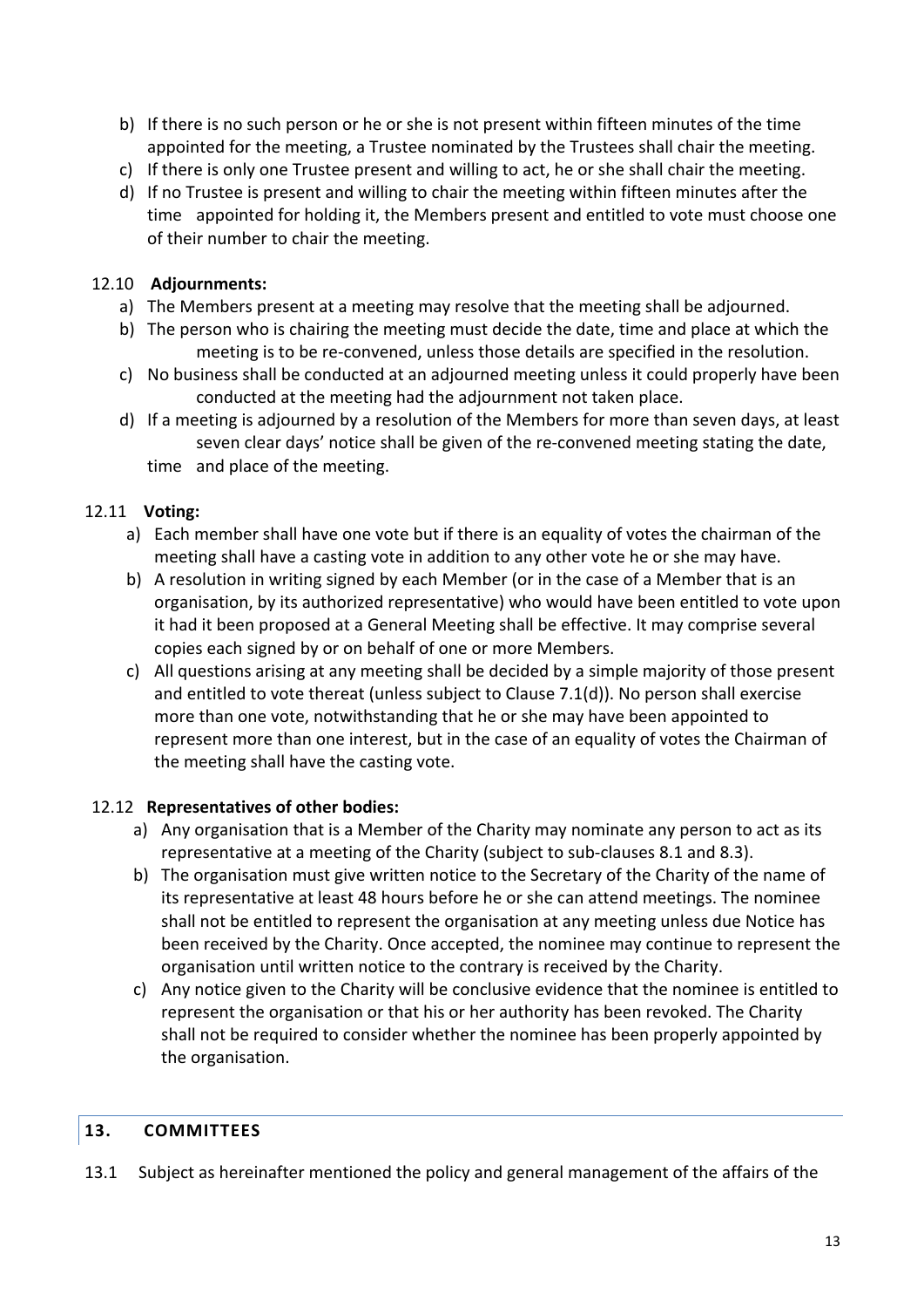b) If there is no such person or he or she is not present within fifteen minutes of the time appointed for the meeting, a Trustee nominated by the Trustees shall chair the meeting.
c) If there is only one Trustee present and willing to act, he or she shall chair the meeting.
d) If no Trustee is present and willing to chair the meeting within fifteen minutes after the time appointed for holding it, the Members present and entitled to vote must choose one of their number to chair the meeting.

12.10 **Adjournments:**

a) The Members present at a meeting may resolve that the meeting shall be adjourned.
b) The person who is chairing the meeting must decide the date, time and place at which the meeting is to be re-convened, unless those details are specified in the resolution.
c) No business shall be conducted at an adjourned meeting unless it could properly have been conducted at the meeting had the adjournment not taken place.
d) If a meeting is adjourned by a resolution of the Members for more than seven days, at least seven clear days' notice shall be given of the re-convened meeting stating the date, time and place of the meeting.

12.11 **Voting:**

a) Each member shall have one vote but if there is an equality of votes the chairman of the meeting shall have a casting vote in addition to any other vote he or she may have.
b) A resolution in writing signed by each Member (or in the case of a Member that is an organisation, by its authorized representative) who would have been entitled to vote upon it had it been proposed at a General Meeting shall be effective. It may comprise several copies each signed by or on behalf of one or more Members.
c) All questions arising at any meeting shall be decided by a simple majority of those present and entitled to vote thereat (unless subject to Clause 7.1(d)). No person shall exercise more than one vote, notwithstanding that he or she may have been appointed to represent more than one interest, but in the case of an equality of votes the Chairman of the meeting shall have the casting vote.

12.12 **Representatives of other bodies:**

a) Any organisation that is a Member of the Charity may nominate any person to act as its representative at a meeting of the Charity (subject to sub-clauses 8.1 and 8.3).
b) The organisation must give written notice to the Secretary of the Charity of the name of its representative at least 48 hours before he or she can attend meetings. The nominee shall not be entitled to represent the organisation at any meeting unless due Notice has been received by the Charity. Once accepted, the nominee may continue to represent the organisation until written notice to the contrary is received by the Charity.
c) Any notice given to the Charity will be conclusive evidence that the nominee is entitled to represent the organisation or that his or her authority has been revoked. The Charity shall not be required to consider whether the nominee has been properly appointed by the organisation.

## 13. COMMITTEES

13.1 Subject as hereinafter mentioned the policy and general management of the affairs of the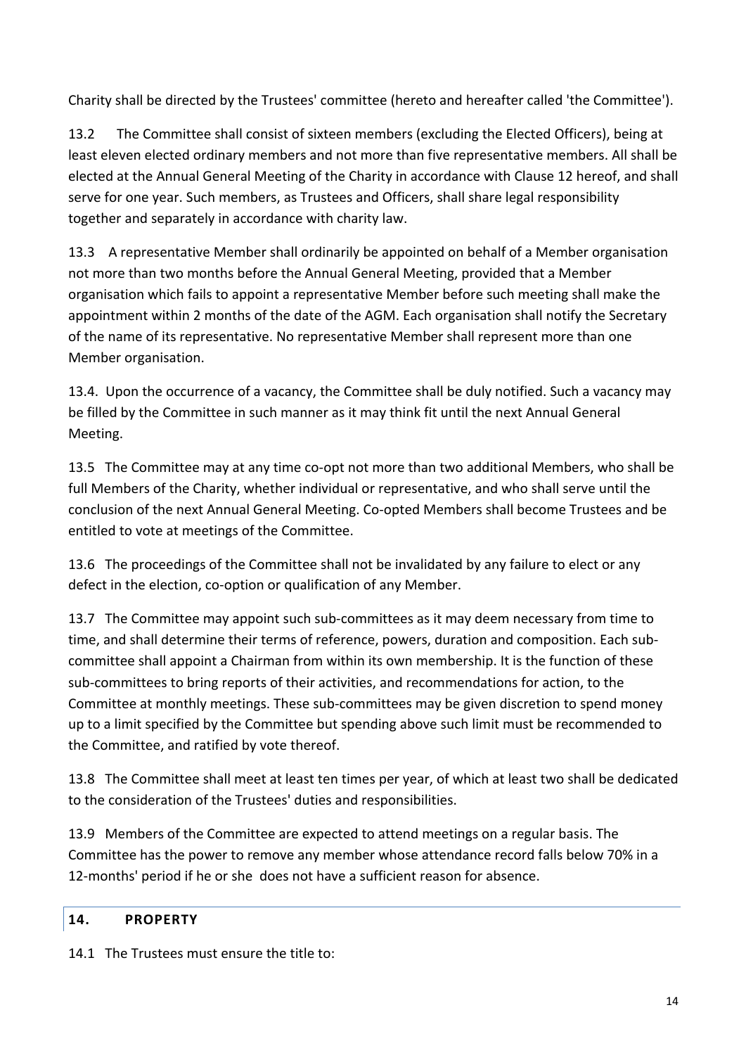Charity shall be directed by the Trustees' committee (hereto and hereafter called 'the Committee').

13.2 The Committee shall consist of sixteen members (excluding the Elected Officers), being at least eleven elected ordinary members and not more than five representative members. All shall be elected at the Annual General Meeting of the Charity in accordance with Clause 12 hereof, and shall serve for one year. Such members, as Trustees and Officers, shall share legal responsibility together and separately in accordance with charity law.

13.3 A representative Member shall ordinarily be appointed on behalf of a Member organisation not more than two months before the Annual General Meeting, provided that a Member organisation which fails to appoint a representative Member before such meeting shall make the appointment within 2 months of the date of the AGM. Each organisation shall notify the Secretary of the name of its representative. No representative Member shall represent more than one Member organisation.

13.4. Upon the occurrence of a vacancy, the Committee shall be duly notified. Such a vacancy may be filled by the Committee in such manner as it may think fit until the next Annual General Meeting.

13.5 The Committee may at any time co-opt not more than two additional Members, who shall be full Members of the Charity, whether individual or representative, and who shall serve until the conclusion of the next Annual General Meeting. Co-opted Members shall become Trustees and be entitled to vote at meetings of the Committee.

13.6 The proceedings of the Committee shall not be invalidated by any failure to elect or any defect in the election, co-option or qualification of any Member.

13.7 The Committee may appoint such sub-committees as it may deem necessary from time to time, and shall determine their terms of reference, powers, duration and composition. Each sub-committee shall appoint a Chairman from within its own membership. It is the function of these sub-committees to bring reports of their activities, and recommendations for action, to the Committee at monthly meetings. These sub-committees may be given discretion to spend money up to a limit specified by the Committee but spending above such limit must be recommended to the Committee, and ratified by vote thereof.

13.8 The Committee shall meet at least ten times per year, of which at least two shall be dedicated to the consideration of the Trustees' duties and responsibilities.

13.9 Members of the Committee are expected to attend meetings on a regular basis. The Committee has the power to remove any member whose attendance record falls below 70% in a 12-months' period if he or she does not have a sufficient reason for absence.

## 14. PROPERTY

14.1 The Trustees must ensure the title to: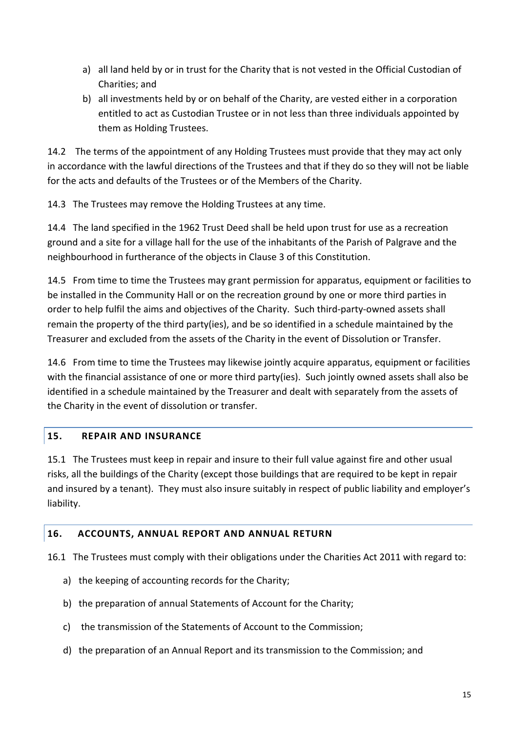a) all land held by or in trust for the Charity that is not vested in the Official Custodian of Charities; and
b) all investments held by or on behalf of the Charity, are vested either in a corporation entitled to act as Custodian Trustee or in not less than three individuals appointed by them as Holding Trustees.

14.2 The terms of the appointment of any Holding Trustees must provide that they may act only in accordance with the lawful directions of the Trustees and that if they do so they will not be liable for the acts and defaults of the Trustees or of the Members of the Charity.

14.3 The Trustees may remove the Holding Trustees at any time.

14.4 The land specified in the 1962 Trust Deed shall be held upon trust for use as a recreation ground and a site for a village hall for the use of the inhabitants of the Parish of Palgrave and the neighbourhood in furtherance of the objects in Clause 3 of this Constitution.

14.5 From time to time the Trustees may grant permission for apparatus, equipment or facilities to be installed in the Community Hall or on the recreation ground by one or more third parties in order to help fulfil the aims and objectives of the Charity. Such third-party-owned assets shall remain the property of the third party(ies), and be so identified in a schedule maintained by the Treasurer and excluded from the assets of the Charity in the event of Dissolution or Transfer.

14.6 From time to time the Trustees may likewise jointly acquire apparatus, equipment or facilities with the financial assistance of one or more third party(ies). Such jointly owned assets shall also be identified in a schedule maintained by the Treasurer and dealt with separately from the assets of the Charity in the event of dissolution or transfer.

## 15. REPAIR AND INSURANCE

15.1 The Trustees must keep in repair and insure to their full value against fire and other usual risks, all the buildings of the Charity (except those buildings that are required to be kept in repair and insured by a tenant). They must also insure suitably in respect of public liability and employer's liability.

## 16. ACCOUNTS, ANNUAL REPORT AND ANNUAL RETURN

16.1 The Trustees must comply with their obligations under the Charities Act 2011 with regard to:

a) the keeping of accounting records for the Charity;
b) the preparation of annual Statements of Account for the Charity;
c) the transmission of the Statements of Account to the Commission;
d) the preparation of an Annual Report and its transmission to the Commission; and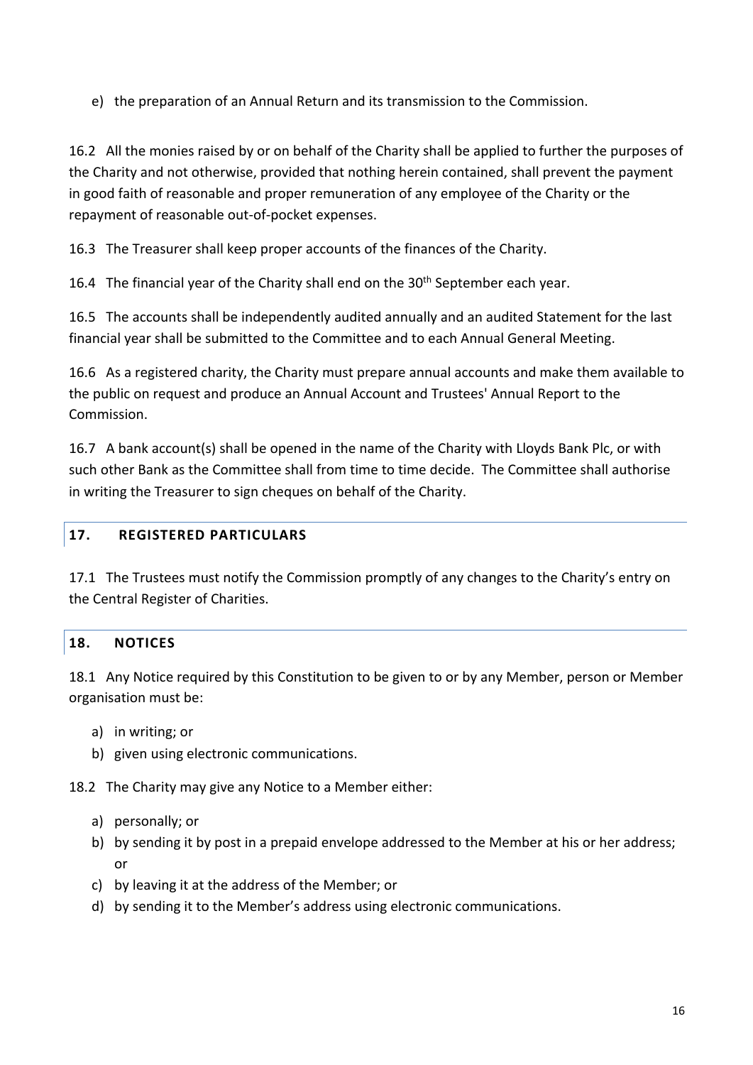e) the preparation of an Annual Return and its transmission to the Commission.

16.2 All the monies raised by or on behalf of the Charity shall be applied to further the purposes of the Charity and not otherwise, provided that nothing herein contained, shall prevent the payment in good faith of reasonable and proper remuneration of any employee of the Charity or the repayment of reasonable out-of-pocket expenses.

16.3 The Treasurer shall keep proper accounts of the finances of the Charity.

16.4 The financial year of the Charity shall end on the 30th September each year.

16.5 The accounts shall be independently audited annually and an audited Statement for the last financial year shall be submitted to the Committee and to each Annual General Meeting.

16.6 As a registered charity, the Charity must prepare annual accounts and make them available to the public on request and produce an Annual Account and Trustees' Annual Report to the Commission.

16.7 A bank account(s) shall be opened in the name of the Charity with Lloyds Bank Plc, or with such other Bank as the Committee shall from time to time decide. The Committee shall authorise in writing the Treasurer to sign cheques on behalf of the Charity.

## 17. REGISTERED PARTICULARS

17.1 The Trustees must notify the Commission promptly of any changes to the Charity's entry on the Central Register of Charities.

## 18. NOTICES

18.1 Any Notice required by this Constitution to be given to or by any Member, person or Member organisation must be:

a) in writing; or
b) given using electronic communications.

18.2 The Charity may give any Notice to a Member either:

a) personally; or
b) by sending it by post in a prepaid envelope addressed to the Member at his or her address; or
c) by leaving it at the address of the Member; or
d) by sending it to the Member's address using electronic communications.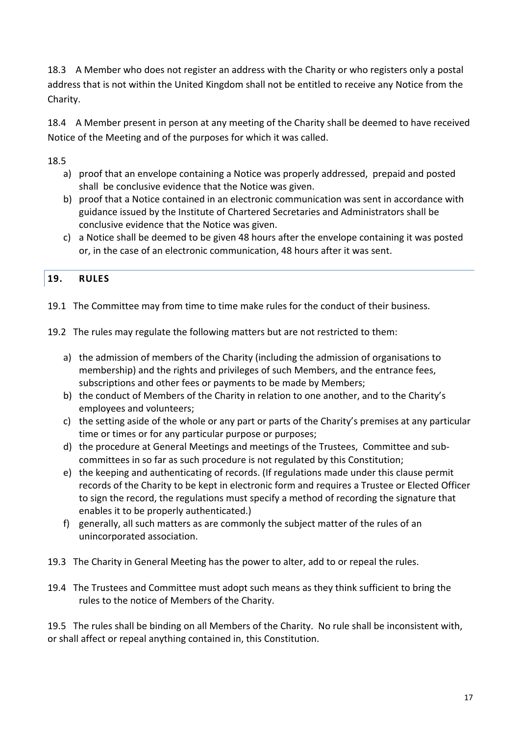18.3 A Member who does not register an address with the Charity or who registers only a postal address that is not within the United Kingdom shall not be entitled to receive any Notice from the Charity.

18.4 A Member present in person at any meeting of the Charity shall be deemed to have received Notice of the Meeting and of the purposes for which it was called.

18.5

a) proof that an envelope containing a Notice was properly addressed, prepaid and posted shall be conclusive evidence that the Notice was given.
b) proof that a Notice contained in an electronic communication was sent in accordance with guidance issued by the Institute of Chartered Secretaries and Administrators shall be conclusive evidence that the Notice was given.
c) a Notice shall be deemed to be given 48 hours after the envelope containing it was posted or, in the case of an electronic communication, 48 hours after it was sent.

## 19. RULES

19.1 The Committee may from time to time make rules for the conduct of their business.

19.2 The rules may regulate the following matters but are not restricted to them:

a) the admission of members of the Charity (including the admission of organisations to membership) and the rights and privileges of such Members, and the entrance fees, subscriptions and other fees or payments to be made by Members;
b) the conduct of Members of the Charity in relation to one another, and to the Charity's employees and volunteers;
c) the setting aside of the whole or any part or parts of the Charity's premises at any particular time or times or for any particular purpose or purposes;
d) the procedure at General Meetings and meetings of the Trustees, Committee and sub-committees in so far as such procedure is not regulated by this Constitution;
e) the keeping and authenticating of records. (If regulations made under this clause permit records of the Charity to be kept in electronic form and requires a Trustee or Elected Officer to sign the record, the regulations must specify a method of recording the signature that enables it to be properly authenticated.)
f) generally, all such matters as are commonly the subject matter of the rules of an unincorporated association.

19.3 The Charity in General Meeting has the power to alter, add to or repeal the rules.

19.4 The Trustees and Committee must adopt such means as they think sufficient to bring the rules to the notice of Members of the Charity.

19.5 The rules shall be binding on all Members of the Charity. No rule shall be inconsistent with, or shall affect or repeal anything contained in, this Constitution.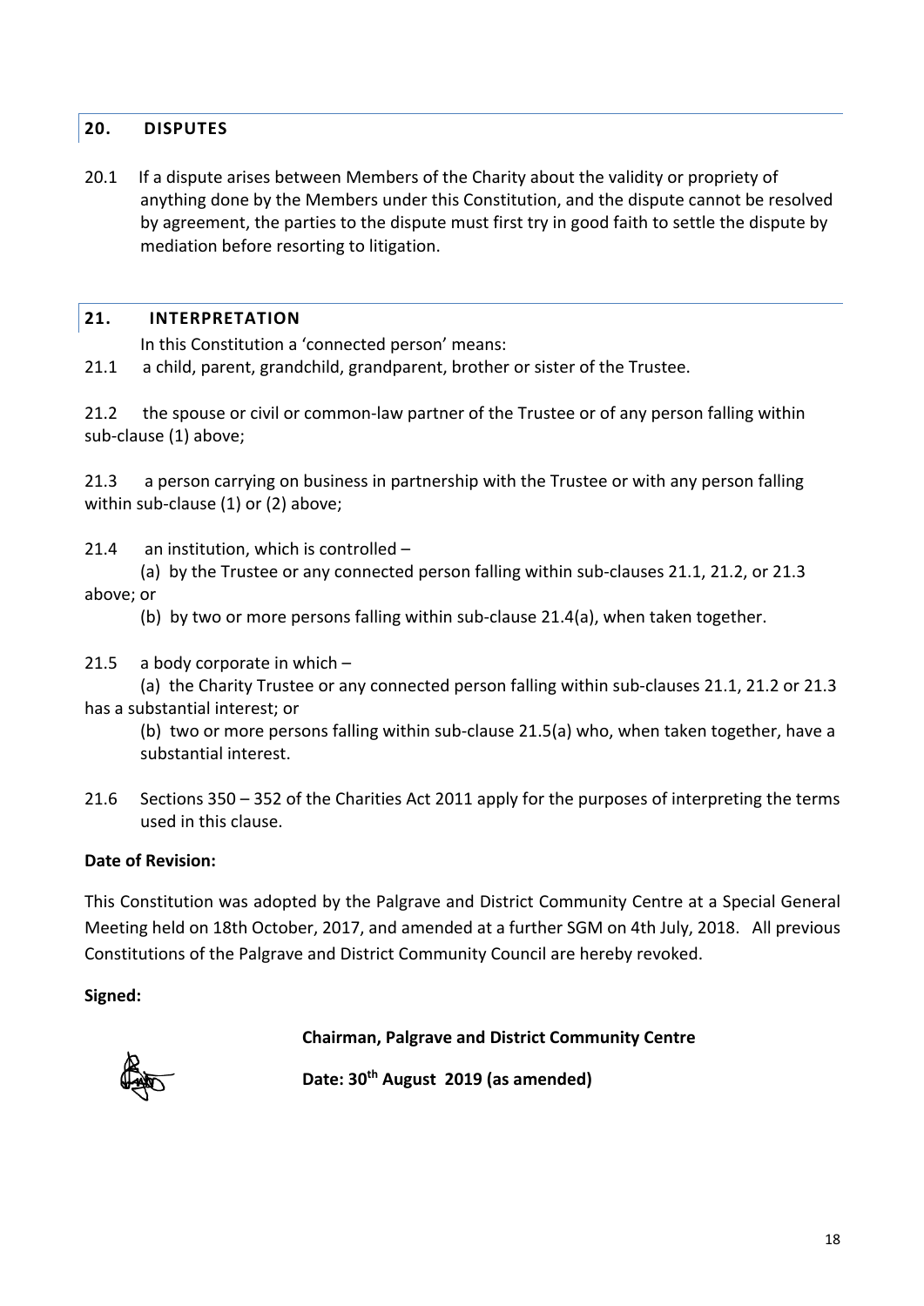## 20. DISPUTES

20.1 If a dispute arises between Members of the Charity about the validity or propriety of anything done by the Members under this Constitution, and the dispute cannot be resolved by agreement, the parties to the dispute must first try in good faith to settle the dispute by mediation before resorting to litigation.

## 21. INTERPRETATION

In this Constitution a 'connected person' means:

21.1 a child, parent, grandchild, grandparent, brother or sister of the Trustee.

21.2 the spouse or civil or common-law partner of the Trustee or of any person falling within sub-clause (1) above;

21.3 a person carrying on business in partnership with the Trustee or with any person falling within sub-clause (1) or (2) above;

21.4 an institution, which is controlled –

(a) by the Trustee or any connected person falling within sub-clauses 21.1, 21.2, or 21.3 above; or

(b) by two or more persons falling within sub-clause 21.4(a), when taken together.

21.5 a body corporate in which –

(a) the Charity Trustee or any connected person falling within sub-clauses 21.1, 21.2 or 21.3 has a substantial interest; or

(b) two or more persons falling within sub-clause 21.5(a) who, when taken together, have a substantial interest.

21.6 Sections 350 – 352 of the Charities Act 2011 apply for the purposes of interpreting the terms used in this clause.

**Date of Revision:**

This Constitution was adopted by the Palgrave and District Community Centre at a Special General Meeting held on 18th October, 2017, and amended at a further SGM on 4th July, 2018. All previous Constitutions of the Palgrave and District Community Council are hereby revoked.

**Signed:**

**Chairman, Palgrave and District Community Centre**

**Date: 30th August 2019 (as amended)**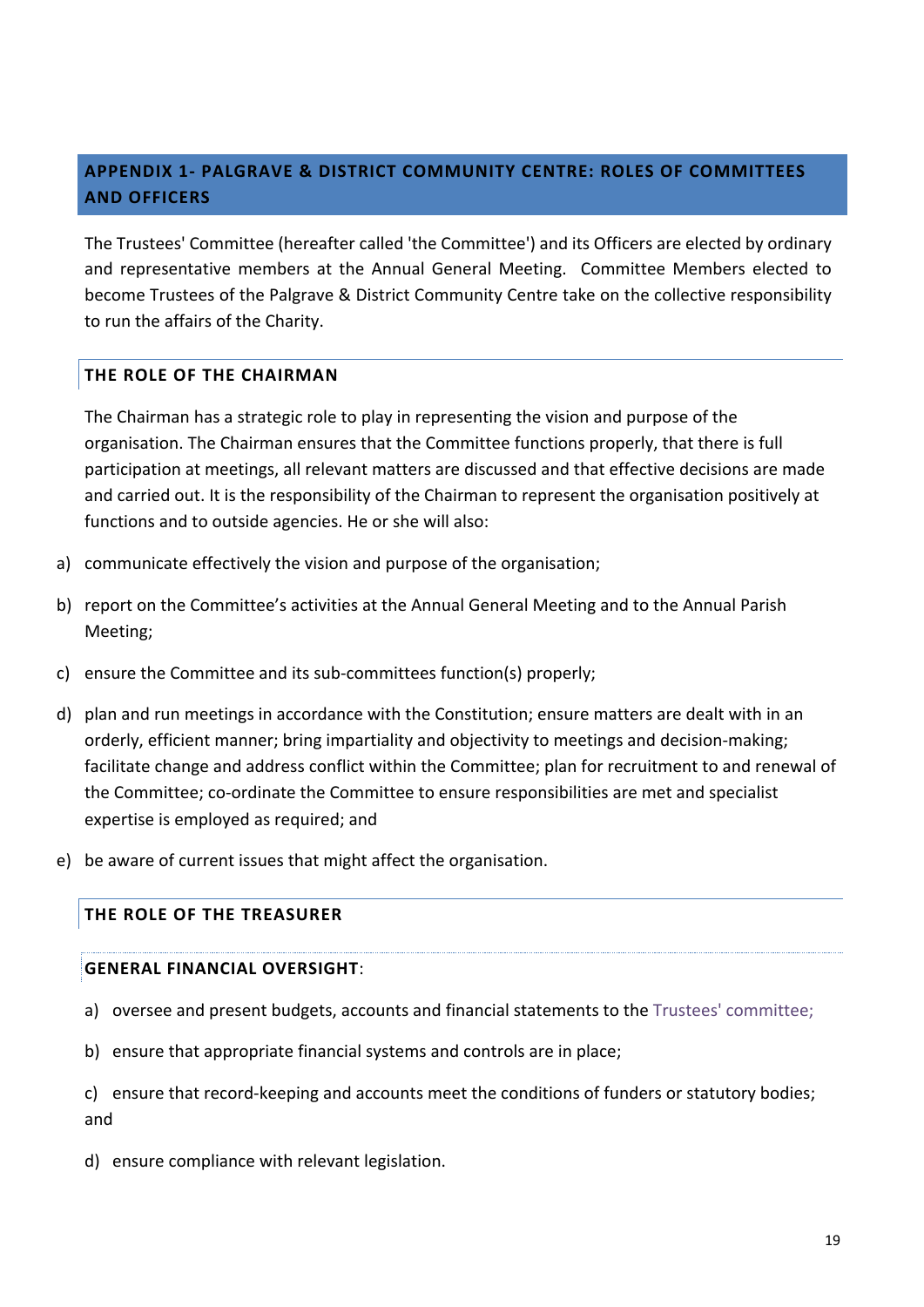## APPENDIX 1- PALGRAVE & DISTRICT COMMUNITY CENTRE: ROLES OF COMMITTEES AND OFFICERS

The Trustees' Committee (hereafter called 'the Committee') and its Officers are elected by ordinary and representative members at the Annual General Meeting. Committee Members elected to become Trustees of the Palgrave & District Community Centre take on the collective responsibility to run the affairs of the Charity.

### THE ROLE OF THE CHAIRMAN

The Chairman has a strategic role to play in representing the vision and purpose of the organisation. The Chairman ensures that the Committee functions properly, that there is full participation at meetings, all relevant matters are discussed and that effective decisions are made and carried out. It is the responsibility of the Chairman to represent the organisation positively at functions and to outside agencies. He or she will also:

a) communicate effectively the vision and purpose of the organisation;

b) report on the Committee's activities at the Annual General Meeting and to the Annual Parish Meeting;

c) ensure the Committee and its sub-committees function(s) properly;

d) plan and run meetings in accordance with the Constitution; ensure matters are dealt with in an orderly, efficient manner; bring impartiality and objectivity to meetings and decision-making; facilitate change and address conflict within the Committee; plan for recruitment to and renewal of the Committee; co-ordinate the Committee to ensure responsibilities are met and specialist expertise is employed as required; and

e) be aware of current issues that might affect the organisation.

### THE ROLE OF THE TREASURER

#### GENERAL FINANCIAL OVERSIGHT:

a) oversee and present budgets, accounts and financial statements to the Trustees' committee;

b) ensure that appropriate financial systems and controls are in place;

c) ensure that record-keeping and accounts meet the conditions of funders or statutory bodies; and

d) ensure compliance with relevant legislation.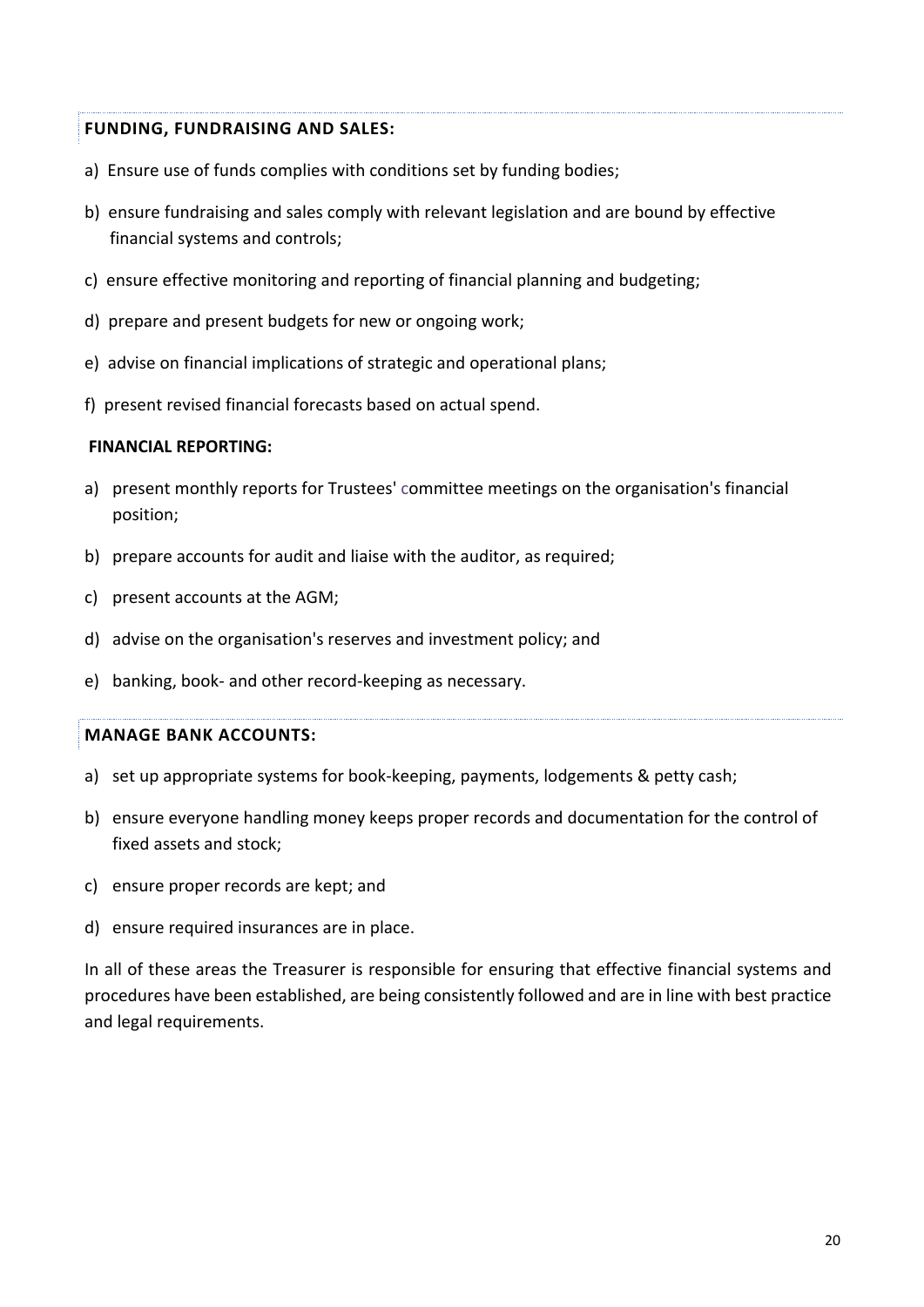**FUNDING, FUNDRAISING AND SALES:**

a) Ensure use of funds complies with conditions set by funding bodies;

b) ensure fundraising and sales comply with relevant legislation and are bound by effective financial systems and controls;

c) ensure effective monitoring and reporting of financial planning and budgeting;

d) prepare and present budgets for new or ongoing work;

e) advise on financial implications of strategic and operational plans;

f) present revised financial forecasts based on actual spend.

**FINANCIAL REPORTING:**

a) present monthly reports for Trustees' committee meetings on the organisation's financial position;

b) prepare accounts for audit and liaise with the auditor, as required;

c) present accounts at the AGM;

d) advise on the organisation's reserves and investment policy; and

e) banking, book- and other record-keeping as necessary.

**MANAGE BANK ACCOUNTS:**

a) set up appropriate systems for book-keeping, payments, lodgements & petty cash;

b) ensure everyone handling money keeps proper records and documentation for the control of fixed assets and stock;

c) ensure proper records are kept; and

d) ensure required insurances are in place.

In all of these areas the Treasurer is responsible for ensuring that effective financial systems and procedures have been established, are being consistently followed and are in line with best practice and legal requirements.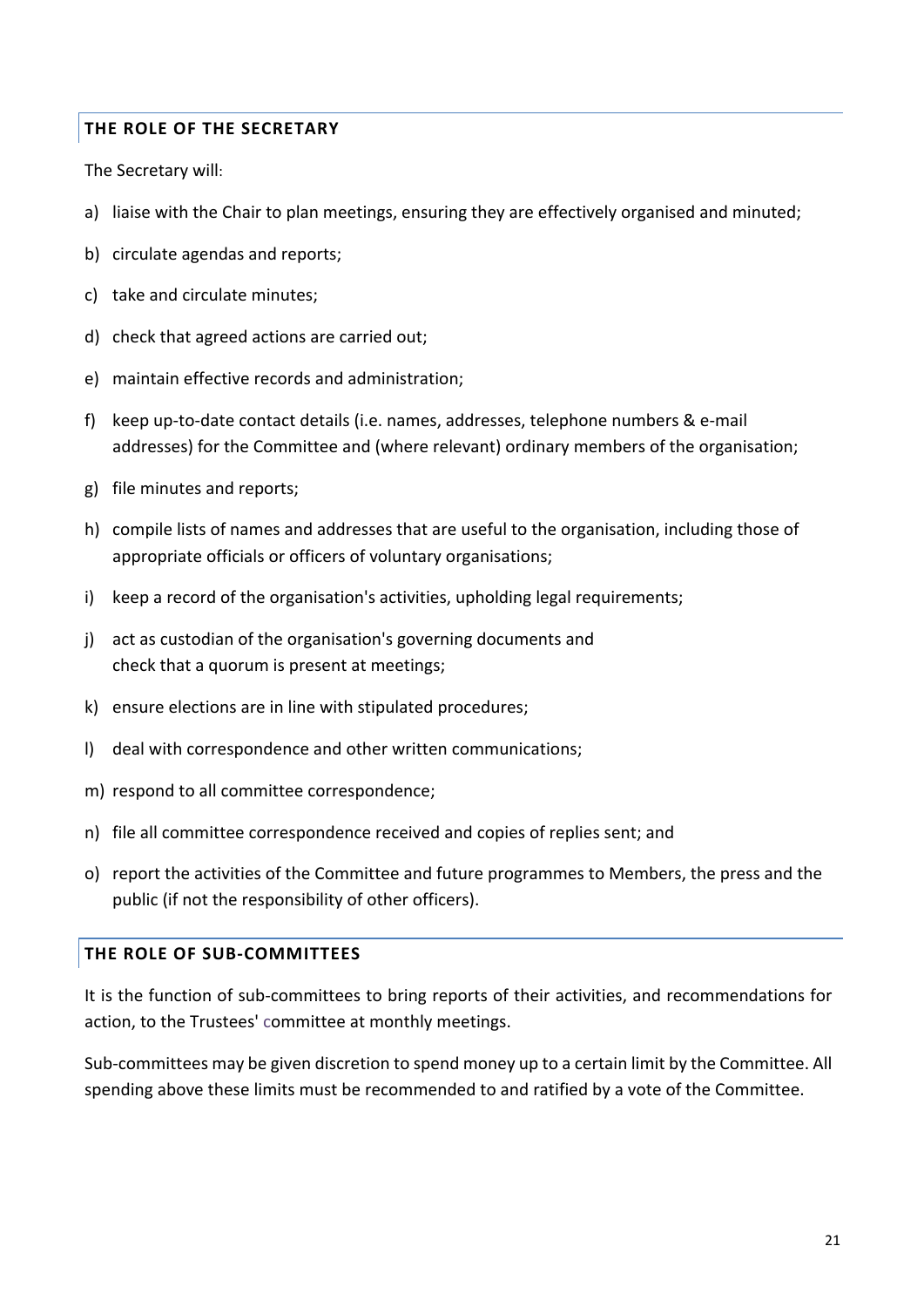## THE ROLE OF THE SECRETARY

The Secretary will:

a) liaise with the Chair to plan meetings, ensuring they are effectively organised and minuted;

b) circulate agendas and reports;

c) take and circulate minutes;

d) check that agreed actions are carried out;

e) maintain effective records and administration;

f) keep up-to-date contact details (i.e. names, addresses, telephone numbers & e-mail addresses) for the Committee and (where relevant) ordinary members of the organisation;

g) file minutes and reports;

h) compile lists of names and addresses that are useful to the organisation, including those of appropriate officials or officers of voluntary organisations;

i) keep a record of the organisation's activities, upholding legal requirements;

j) act as custodian of the organisation's governing documents and check that a quorum is present at meetings;

k) ensure elections are in line with stipulated procedures;

l) deal with correspondence and other written communications;

m) respond to all committee correspondence;

n) file all committee correspondence received and copies of replies sent; and

o) report the activities of the Committee and future programmes to Members, the press and the public (if not the responsibility of other officers).

## THE ROLE OF SUB-COMMITTEES

It is the function of sub-committees to bring reports of their activities, and recommendations for action, to the Trustees' committee at monthly meetings.

Sub-committees may be given discretion to spend money up to a certain limit by the Committee. All spending above these limits must be recommended to and ratified by a vote of the Committee.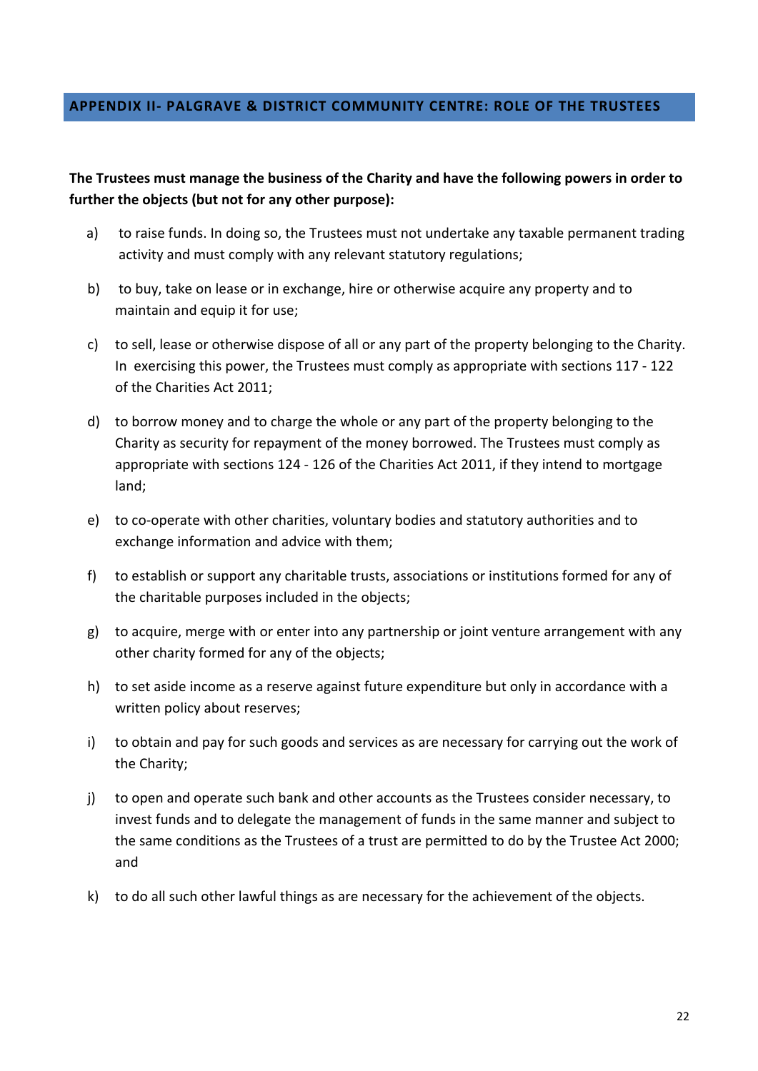## APPENDIX II- PALGRAVE & DISTRICT COMMUNITY CENTRE: ROLE OF THE TRUSTEES

**The Trustees must manage the business of the Charity and have the following powers in order to further the objects (but not for any other purpose):**

a) to raise funds. In doing so, the Trustees must not undertake any taxable permanent trading activity and must comply with any relevant statutory regulations;

b) to buy, take on lease or in exchange, hire or otherwise acquire any property and to maintain and equip it for use;

c) to sell, lease or otherwise dispose of all or any part of the property belonging to the Charity. In exercising this power, the Trustees must comply as appropriate with sections 117 - 122 of the Charities Act 2011;

d) to borrow money and to charge the whole or any part of the property belonging to the Charity as security for repayment of the money borrowed. The Trustees must comply as appropriate with sections 124 - 126 of the Charities Act 2011, if they intend to mortgage land;

e) to co-operate with other charities, voluntary bodies and statutory authorities and to exchange information and advice with them;

f) to establish or support any charitable trusts, associations or institutions formed for any of the charitable purposes included in the objects;

g) to acquire, merge with or enter into any partnership or joint venture arrangement with any other charity formed for any of the objects;

h) to set aside income as a reserve against future expenditure but only in accordance with a written policy about reserves;

i) to obtain and pay for such goods and services as are necessary for carrying out the work of the Charity;

j) to open and operate such bank and other accounts as the Trustees consider necessary, to invest funds and to delegate the management of funds in the same manner and subject to the same conditions as the Trustees of a trust are permitted to do by the Trustee Act 2000; and

k) to do all such other lawful things as are necessary for the achievement of the objects.